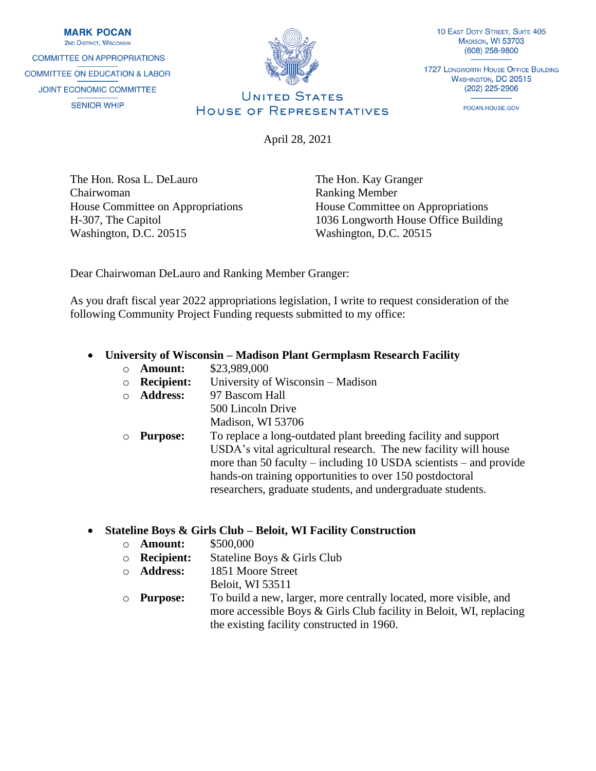**MARK POCAN**
2ND DISTRICT, WISCONSIN

COMMITTEE ON APPROPRIATIONS

COMMITTEE ON EDUCATION & LABOR

JOINT ECONOMIC COMMITTEE

SENIOR WHIP

UNITED STATES
HOUSE OF REPRESENTATIVES

10 EAST DOTY STREET, SUITE 405
MADISON, WI 53703
(608) 258-9800

1727 LONGWORTH HOUSE OFFICE BUILDING
WASHINGTON, DC 20515
(202) 225-2906

POCAN.HOUSE.GOV

April 28, 2021

The Hon. Rosa L. DeLauro
Chairwoman
House Committee on Appropriations
H-307, The Capitol
Washington, D.C. 20515

The Hon. Kay Granger
Ranking Member
House Committee on Appropriations
1036 Longworth House Office Building
Washington, D.C. 20515

Dear Chairwoman DeLauro and Ranking Member Granger:

As you draft fiscal year 2022 appropriations legislation, I write to request consideration of the following Community Project Funding requests submitted to my office:

- **University of Wisconsin – Madison Plant Germplasm Research Facility**
  - **Amount:** $23,989,000
  - **Recipient:** University of Wisconsin – Madison
  - **Address:** 97 Bascom Hall
    500 Lincoln Drive
    Madison, WI 53706
  - **Purpose:** To replace a long-outdated plant breeding facility and support USDA's vital agricultural research. The new facility will house more than 50 faculty – including 10 USDA scientists – and provide hands-on training opportunities to over 150 postdoctoral researchers, graduate students, and undergraduate students.

- **Stateline Boys & Girls Club – Beloit, WI Facility Construction**
  - **Amount:** $500,000
  - **Recipient:** Stateline Boys & Girls Club
  - **Address:** 1851 Moore Street
    Beloit, WI 53511
  - **Purpose:** To build a new, larger, more centrally located, more visible, and more accessible Boys & Girls Club facility in Beloit, WI, replacing the existing facility constructed in 1960.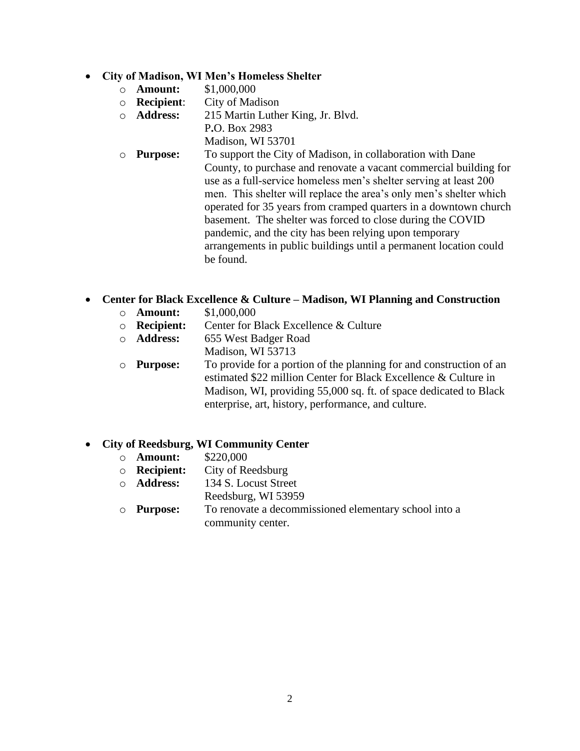- **City of Madison, WI Men's Homeless Shelter**
  - **Amount:** $1,000,000
  - **Recipient**: City of Madison
  - **Address:** 215 Martin Luther King, Jr. Blvd.
    P.O. Box 2983
    Madison, WI 53701
  - **Purpose:** To support the City of Madison, in collaboration with Dane County, to purchase and renovate a vacant commercial building for use as a full-service homeless men's shelter serving at least 200 men. This shelter will replace the area's only men's shelter which operated for 35 years from cramped quarters in a downtown church basement. The shelter was forced to close during the COVID pandemic, and the city has been relying upon temporary arrangements in public buildings until a permanent location could be found.

- **Center for Black Excellence & Culture – Madison, WI Planning and Construction**
  - **Amount:** $1,000,000
  - **Recipient:** Center for Black Excellence & Culture
  - **Address:** 655 West Badger Road
    Madison, WI 53713
  - **Purpose:** To provide for a portion of the planning for and construction of an estimated $22 million Center for Black Excellence & Culture in Madison, WI, providing 55,000 sq. ft. of space dedicated to Black enterprise, art, history, performance, and culture.

- **City of Reedsburg, WI Community Center**
  - **Amount:** $220,000
  - **Recipient:** City of Reedsburg
  - **Address:** 134 S. Locust Street
    Reedsburg, WI 53959
  - **Purpose:** To renovate a decommissioned elementary school into a community center.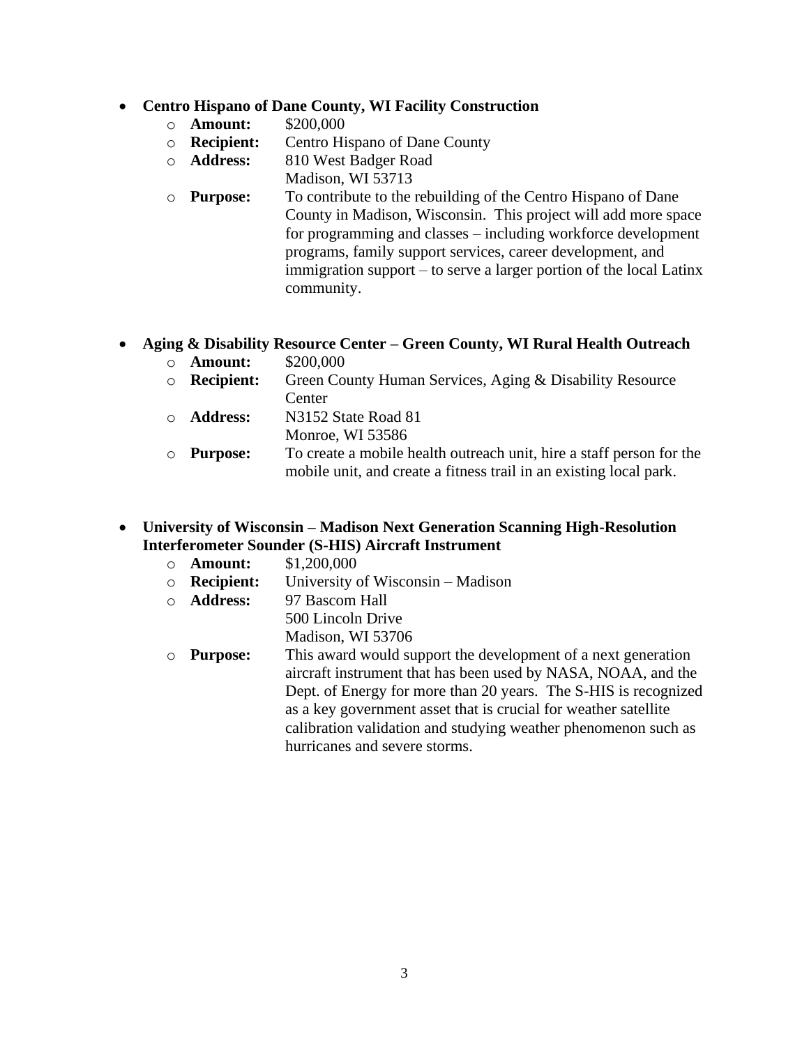- **Centro Hispano of Dane County, WI Facility Construction**
  - **Amount:** $200,000
  - **Recipient:** Centro Hispano of Dane County
  - **Address:** 810 West Badger Road
    Madison, WI 53713
  - **Purpose:** To contribute to the rebuilding of the Centro Hispano of Dane County in Madison, Wisconsin. This project will add more space for programming and classes – including workforce development programs, family support services, career development, and immigration support – to serve a larger portion of the local Latinx community.

- **Aging & Disability Resource Center – Green County, WI Rural Health Outreach**
  - **Amount:** $200,000
  - **Recipient:** Green County Human Services, Aging & Disability Resource Center
  - **Address:** N3152 State Road 81
    Monroe, WI 53586
  - **Purpose:** To create a mobile health outreach unit, hire a staff person for the mobile unit, and create a fitness trail in an existing local park.

- **University of Wisconsin – Madison Next Generation Scanning High-Resolution Interferometer Sounder (S-HIS) Aircraft Instrument**
  - **Amount:** $1,200,000
  - **Recipient:** University of Wisconsin – Madison
  - **Address:** 97 Bascom Hall
    500 Lincoln Drive
    Madison, WI 53706
  - **Purpose:** This award would support the development of a next generation aircraft instrument that has been used by NASA, NOAA, and the Dept. of Energy for more than 20 years. The S-HIS is recognized as a key government asset that is crucial for weather satellite calibration validation and studying weather phenomenon such as hurricanes and severe storms.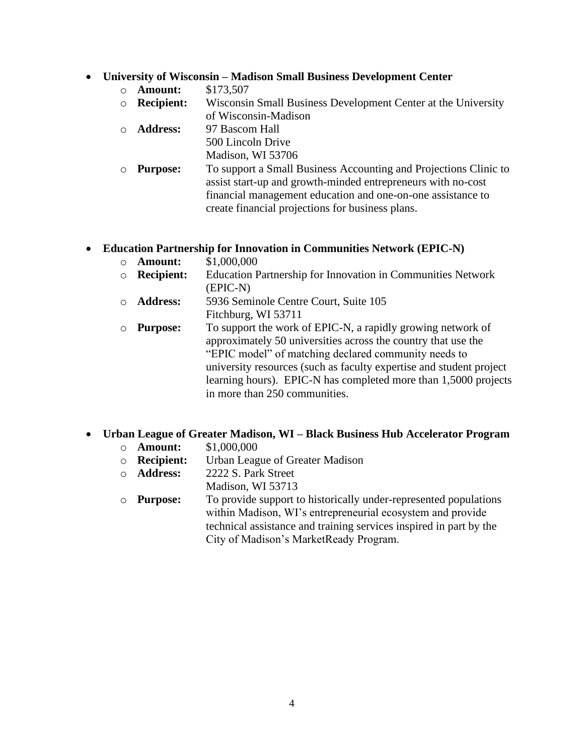- **University of Wisconsin – Madison Small Business Development Center**
  - **Amount:** $173,507
  - **Recipient:** Wisconsin Small Business Development Center at the University of Wisconsin-Madison
  - **Address:** 97 Bascom Hall
    500 Lincoln Drive
    Madison, WI 53706
  - **Purpose:** To support a Small Business Accounting and Projections Clinic to assist start-up and growth-minded entrepreneurs with no-cost financial management education and one-on-one assistance to create financial projections for business plans.

- **Education Partnership for Innovation in Communities Network (EPIC-N)**
  - **Amount:** $1,000,000
  - **Recipient:** Education Partnership for Innovation in Communities Network (EPIC-N)
  - **Address:** 5936 Seminole Centre Court, Suite 105
    Fitchburg, WI 53711
  - **Purpose:** To support the work of EPIC-N, a rapidly growing network of approximately 50 universities across the country that use the "EPIC model" of matching declared community needs to university resources (such as faculty expertise and student project learning hours). EPIC-N has completed more than 1,5000 projects in more than 250 communities.

- **Urban League of Greater Madison, WI – Black Business Hub Accelerator Program**
  - **Amount:** $1,000,000
  - **Recipient:** Urban League of Greater Madison
  - **Address:** 2222 S. Park Street
    Madison, WI 53713
  - **Purpose:** To provide support to historically under-represented populations within Madison, WI's entrepreneurial ecosystem and provide technical assistance and training services inspired in part by the City of Madison's MarketReady Program.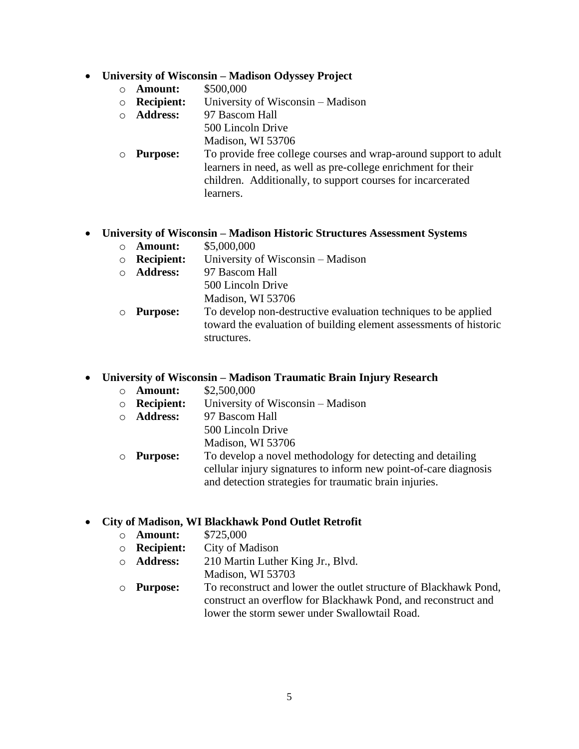- **University of Wisconsin – Madison Odyssey Project**
  - **Amount:** $500,000
  - **Recipient:** University of Wisconsin – Madison
  - **Address:** 97 Bascom Hall
    500 Lincoln Drive
    Madison, WI 53706
  - **Purpose:** To provide free college courses and wrap-around support to adult learners in need, as well as pre-college enrichment for their children. Additionally, to support courses for incarcerated learners.

- **University of Wisconsin – Madison Historic Structures Assessment Systems**
  - **Amount:** $5,000,000
  - **Recipient:** University of Wisconsin – Madison
  - **Address:** 97 Bascom Hall
    500 Lincoln Drive
    Madison, WI 53706
  - **Purpose:** To develop non-destructive evaluation techniques to be applied toward the evaluation of building element assessments of historic structures.

- **University of Wisconsin – Madison Traumatic Brain Injury Research**
  - **Amount:** $2,500,000
  - **Recipient:** University of Wisconsin – Madison
  - **Address:** 97 Bascom Hall
    500 Lincoln Drive
    Madison, WI 53706
  - **Purpose:** To develop a novel methodology for detecting and detailing cellular injury signatures to inform new point-of-care diagnosis and detection strategies for traumatic brain injuries.

- **City of Madison, WI Blackhawk Pond Outlet Retrofit**
  - **Amount:** $725,000
  - **Recipient:** City of Madison
  - **Address:** 210 Martin Luther King Jr., Blvd.
    Madison, WI 53703
  - **Purpose:** To reconstruct and lower the outlet structure of Blackhawk Pond, construct an overflow for Blackhawk Pond, and reconstruct and lower the storm sewer under Swallowtail Road.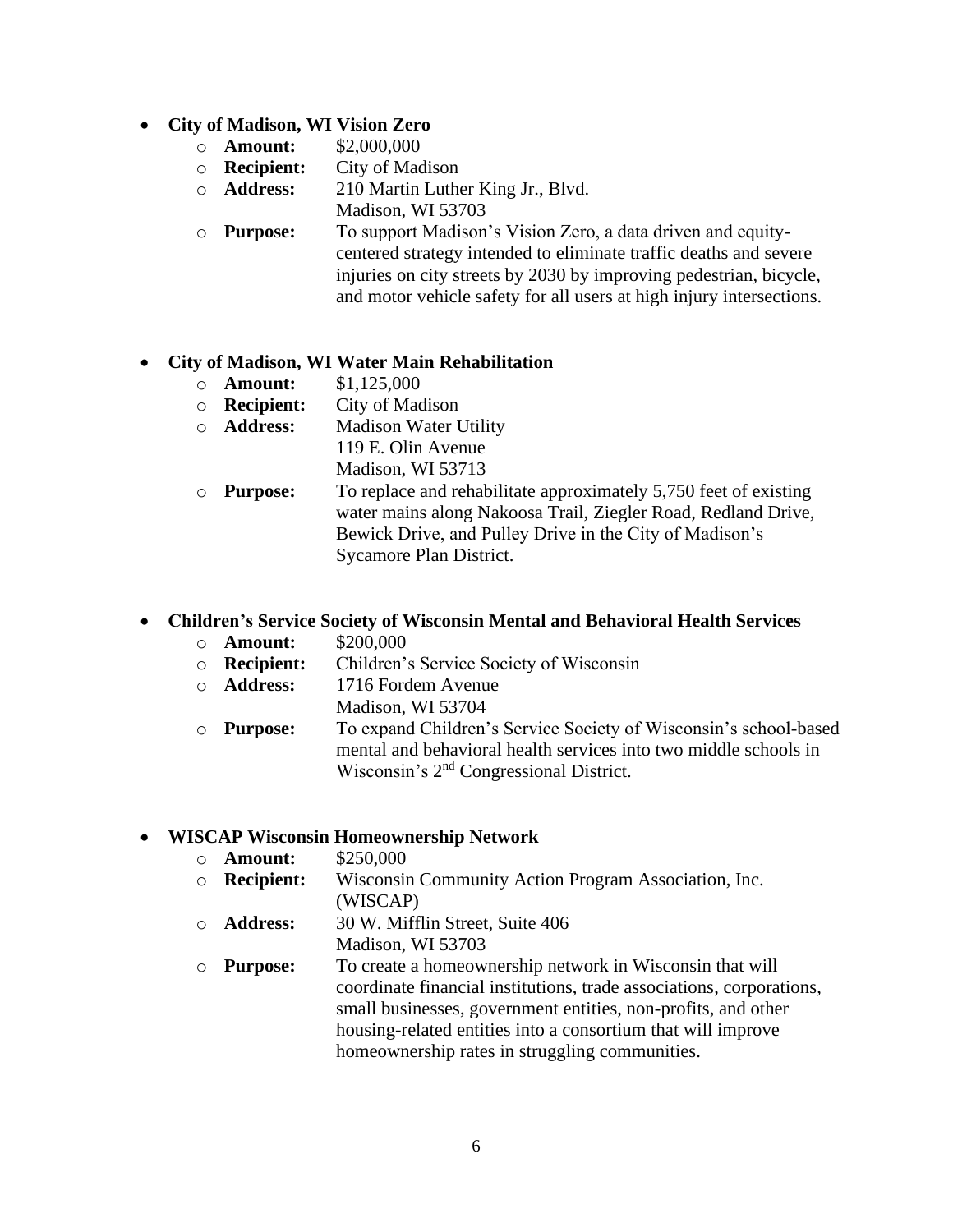- **City of Madison, WI Vision Zero**
  - **Amount:** $2,000,000
  - **Recipient:** City of Madison
  - **Address:** 210 Martin Luther King Jr., Blvd.
    Madison, WI 53703
  - **Purpose:** To support Madison's Vision Zero, a data driven and equity-centered strategy intended to eliminate traffic deaths and severe injuries on city streets by 2030 by improving pedestrian, bicycle, and motor vehicle safety for all users at high injury intersections.

- **City of Madison, WI Water Main Rehabilitation**
  - **Amount:** $1,125,000
  - **Recipient:** City of Madison
  - **Address:** Madison Water Utility
    119 E. Olin Avenue
    Madison, WI 53713
  - **Purpose:** To replace and rehabilitate approximately 5,750 feet of existing water mains along Nakoosa Trail, Ziegler Road, Redland Drive, Bewick Drive, and Pulley Drive in the City of Madison's Sycamore Plan District.

- **Children's Service Society of Wisconsin Mental and Behavioral Health Services**
  - **Amount:** $200,000
  - **Recipient:** Children's Service Society of Wisconsin
  - **Address:** 1716 Fordem Avenue
    Madison, WI 53704
  - **Purpose:** To expand Children's Service Society of Wisconsin's school-based mental and behavioral health services into two middle schools in Wisconsin's 2nd Congressional District.

- **WISCAP Wisconsin Homeownership Network**
  - **Amount:** $250,000
  - **Recipient:** Wisconsin Community Action Program Association, Inc. (WISCAP)
  - **Address:** 30 W. Mifflin Street, Suite 406
    Madison, WI 53703
  - **Purpose:** To create a homeownership network in Wisconsin that will coordinate financial institutions, trade associations, corporations, small businesses, government entities, non-profits, and other housing-related entities into a consortium that will improve homeownership rates in struggling communities.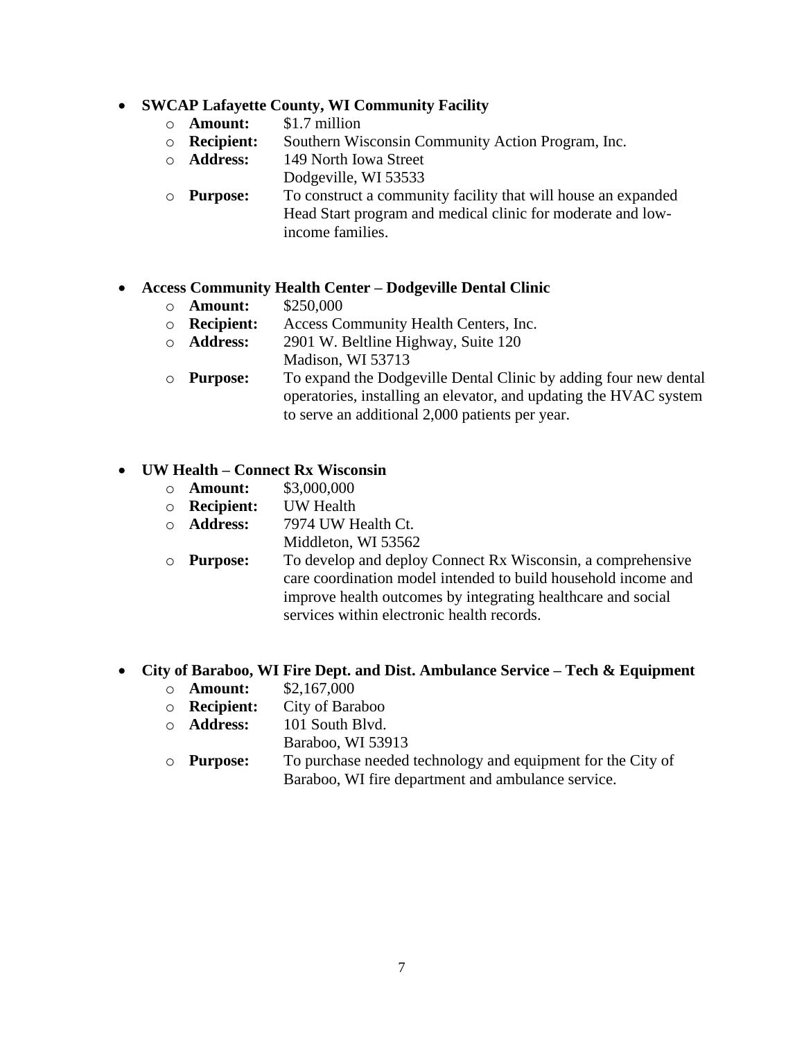- **SWCAP Lafayette County, WI Community Facility**
  - **Amount:** $1.7 million
  - **Recipient:** Southern Wisconsin Community Action Program, Inc.
  - **Address:** 149 North Iowa Street
    Dodgeville, WI 53533
  - **Purpose:** To construct a community facility that will house an expanded Head Start program and medical clinic for moderate and low-income families.

- **Access Community Health Center – Dodgeville Dental Clinic**
  - **Amount:** $250,000
  - **Recipient:** Access Community Health Centers, Inc.
  - **Address:** 2901 W. Beltline Highway, Suite 120
    Madison, WI 53713
  - **Purpose:** To expand the Dodgeville Dental Clinic by adding four new dental operatories, installing an elevator, and updating the HVAC system to serve an additional 2,000 patients per year.

- **UW Health – Connect Rx Wisconsin**
  - **Amount:** $3,000,000
  - **Recipient:** UW Health
  - **Address:** 7974 UW Health Ct.
    Middleton, WI 53562
  - **Purpose:** To develop and deploy Connect Rx Wisconsin, a comprehensive care coordination model intended to build household income and improve health outcomes by integrating healthcare and social services within electronic health records.

- **City of Baraboo, WI Fire Dept. and Dist. Ambulance Service – Tech & Equipment**
  - **Amount:** $2,167,000
  - **Recipient:** City of Baraboo
  - **Address:** 101 South Blvd.
    Baraboo, WI 53913
  - **Purpose:** To purchase needed technology and equipment for the City of Baraboo, WI fire department and ambulance service.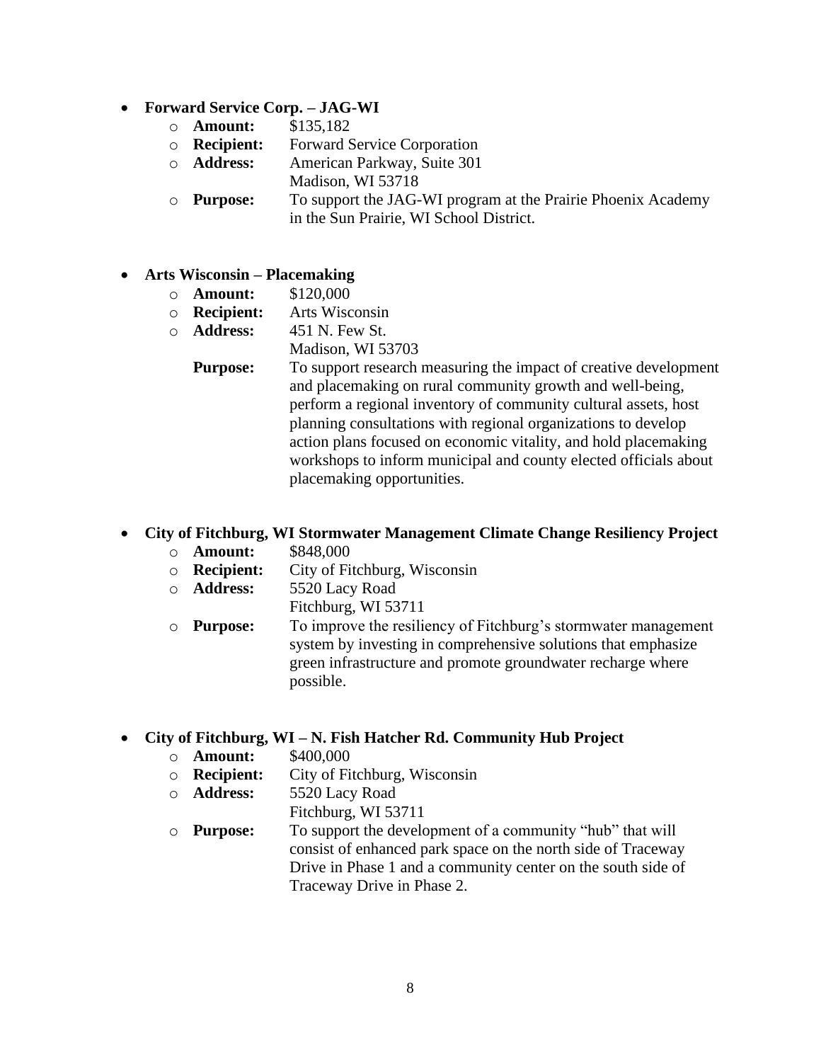- **Forward Service Corp. – JAG-WI**
  - **Amount:** $135,182
  - **Recipient:** Forward Service Corporation
  - **Address:** American Parkway, Suite 301
    Madison, WI 53718
  - **Purpose:** To support the JAG-WI program at the Prairie Phoenix Academy in the Sun Prairie, WI School District.

- **Arts Wisconsin – Placemaking**
  - **Amount:** $120,000
  - **Recipient:** Arts Wisconsin
  - **Address:** 451 N. Few St.
    Madison, WI 53703
  - **Purpose:** To support research measuring the impact of creative development and placemaking on rural community growth and well-being, perform a regional inventory of community cultural assets, host planning consultations with regional organizations to develop action plans focused on economic vitality, and hold placemaking workshops to inform municipal and county elected officials about placemaking opportunities.

- **City of Fitchburg, WI Stormwater Management Climate Change Resiliency Project**
  - **Amount:** $848,000
  - **Recipient:** City of Fitchburg, Wisconsin
  - **Address:** 5520 Lacy Road
    Fitchburg, WI 53711
  - **Purpose:** To improve the resiliency of Fitchburg's stormwater management system by investing in comprehensive solutions that emphasize green infrastructure and promote groundwater recharge where possible.

- **City of Fitchburg, WI – N. Fish Hatcher Rd. Community Hub Project**
  - **Amount:** $400,000
  - **Recipient:** City of Fitchburg, Wisconsin
  - **Address:** 5520 Lacy Road
    Fitchburg, WI 53711
  - **Purpose:** To support the development of a community "hub" that will consist of enhanced park space on the north side of Traceway Drive in Phase 1 and a community center on the south side of Traceway Drive in Phase 2.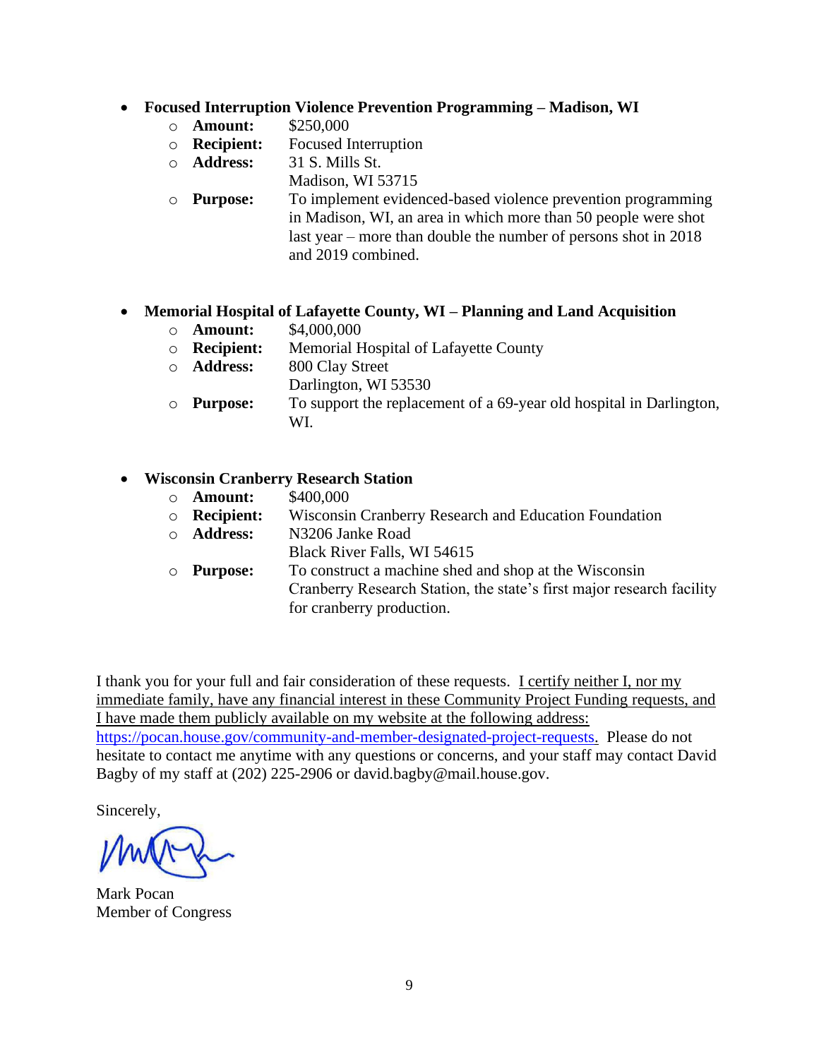- **Focused Interruption Violence Prevention Programming – Madison, WI**
  - **Amount:** $250,000
  - **Recipient:** Focused Interruption
  - **Address:** 31 S. Mills St.
    Madison, WI 53715
  - **Purpose:** To implement evidenced-based violence prevention programming in Madison, WI, an area in which more than 50 people were shot last year – more than double the number of persons shot in 2018 and 2019 combined.

- **Memorial Hospital of Lafayette County, WI – Planning and Land Acquisition**
  - **Amount:** $4,000,000
  - **Recipient:** Memorial Hospital of Lafayette County
  - **Address:** 800 Clay Street
    Darlington, WI 53530
  - **Purpose:** To support the replacement of a 69-year old hospital in Darlington, WI.

- **Wisconsin Cranberry Research Station**
  - **Amount:** $400,000
  - **Recipient:** Wisconsin Cranberry Research and Education Foundation
  - **Address:** N3206 Janke Road
    Black River Falls, WI 54615
  - **Purpose:** To construct a machine shed and shop at the Wisconsin Cranberry Research Station, the state's first major research facility for cranberry production.

I thank you for your full and fair consideration of these requests. I certify neither I, nor my immediate family, have any financial interest in these Community Project Funding requests, and I have made them publicly available on my website at the following address: [https://pocan.house.gov/community-and-member-designated-project-requests](https://pocan.house.gov/community-and-member-designated-project-requests). Please do not hesitate to contact me anytime with any questions or concerns, and your staff may contact David Bagby of my staff at (202) 225-2906 or david.bagby@mail.house.gov.

Sincerely,

Mark Pocan
Member of Congress